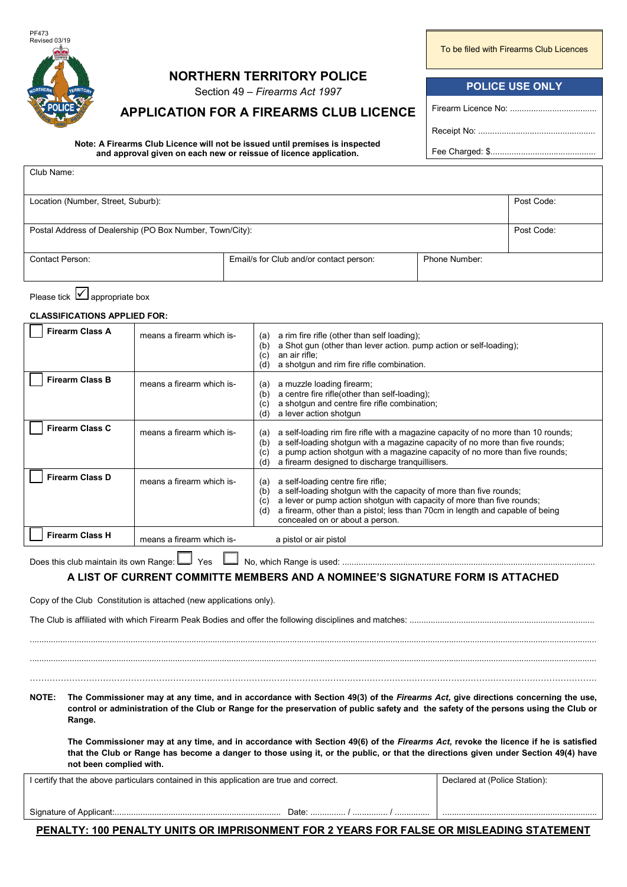PF473
Revised 03/19

To be filed with Firearms Club Licences

# NORTHERN TERRITORY POLICE

Section 49 – *Firearms Act 1997*

## APPLICATION FOR A FIREARMS CLUB LICENCE

| POLICE USE ONLY |
|---|
| Firearm Licence No: ..................................... |
| Receipt No: .................................................. |
| Fee Charged: $............................................. |

**Note: A Firearms Club Licence will not be issued until premises is inspected and approval given on each new or reissue of licence application.**

| Club Name: | | | |
|---|---|---|---|
| Location (Number, Street, Suburb): | | | Post Code: |
| Postal Address of Dealership (PO Box Number, Town/City): | | | Post Code: |
| Contact Person: | Email/s for Club and/or contact person: | Phone Number: | |

Please tick ☑ appropriate box

**CLASSIFICATIONS APPLIED FOR:**

| | | |
|---|---|---|
| ☐ **Firearm Class A** | means a firearm which is- | (a) a rim fire rifle (other than self loading);<br>(b) a Shot gun (other than lever action. pump action or self-loading);<br>(c) an air rifle;<br>(d) a shotgun and rim fire rifle combination. |
| ☐ **Firearm Class B** | means a firearm which is- | (a) a muzzle loading firearm;<br>(b) a centre fire rifle(other than self-loading);<br>(c) a shotgun and centre fire rifle combination;<br>(d) a lever action shotgun |
| ☐ **Firearm Class C** | means a firearm which is- | (a) a self-loading rim fire rifle with a magazine capacity of no more than 10 rounds;<br>(b) a self-loading shotgun with a magazine capacity of no more than five rounds;<br>(c) a pump action shotgun with a magazine capacity of no more than five rounds;<br>(d) a firearm designed to discharge tranquillisers. |
| ☐ **Firearm Class D** | means a firearm which is- | (a) a self-loading centre fire rifle;<br>(b) a self-loading shotgun with the capacity of more than five rounds;<br>(c) a lever or pump action shotgun with capacity of more than five rounds;<br>(d) a firearm, other than a pistol; less than 70cm in length and capable of being concealed on or about a person. |
| ☐ **Firearm Class H** | means a firearm which is- | a pistol or air pistol |

Does this club maintain its own Range: ☐ Yes ☐ No, which Range is used: ..........................................................................................................

### A LIST OF CURRENT COMMITTE MEMBERS AND A NOMINEE'S SIGNATURE FORM IS ATTACHED

Copy of the Club Constitution is attached (new applications only).

The Club is affiliated with which Firearm Peak Bodies and offer the following disciplines and matches: .............................................................................

..........................................................................................................................................................................................................

..........................................................................................................................................................................................................

..........................................................................................................................................................................................................

**NOTE: The Commissioner may at any time, and in accordance with Section 49(3) of the *Firearms Act*, give directions concerning the use, control or administration of the Club or Range for the preservation of public safety and the safety of the persons using the Club or Range.**

**The Commissioner may at any time, and in accordance with Section 49(6) of the *Firearms Act*, revoke the licence if he is satisfied that the Club or Range has become a danger to those using it, or the public, or that the directions given under Section 49(4) have not been complied with.**

| I certify that the above particulars contained in this application are true and correct. | Declared at (Police Station): |
|---|---|
| Signature of Applicant:....................................................................... Date: .............. / .............. / .............. | ................................................................. |

**PENALTY: 100 PENALTY UNITS OR IMPRISONMENT FOR 2 YEARS FOR FALSE OR MISLEADING STATEMENT**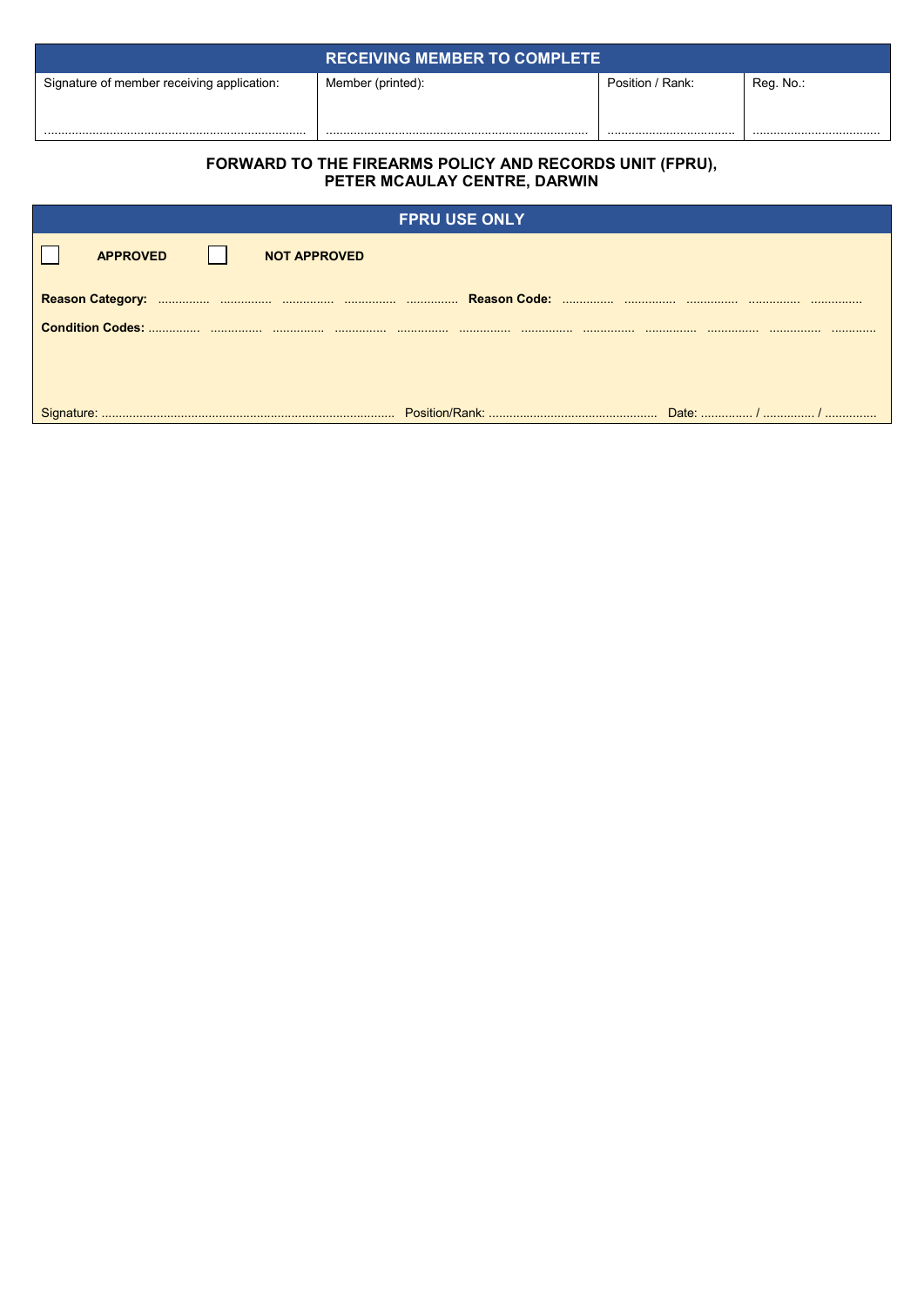| RECEIVING MEMBER TO COMPLETE | | | |
|---|---|---|---|
| Signature of member receiving application:<br><br>........................................................................... | Member (printed):<br><br>........................................................................... | Position / Rank:<br><br>..................................... | Reg. No.:<br><br>..................................... |

**FORWARD TO THE FIREARMS POLICY AND RECORDS UNIT (FPRU), PETER MCAULAY CENTRE, DARWIN**

## FPRU USE ONLY

☐ **APPROVED** ☐ **NOT APPROVED**

**Reason Category:** ............... ............... ............... ............... ............... **Reason Code:** ............... ............... ............... ............... ...............

**Condition Codes:** ............... ............... ............... ............... ............... ............... ............... ............... ............... ............... ............... .............

Signature: .................................................................................... Position/Rank: ................................................ Date: .............. / .............. / ..............